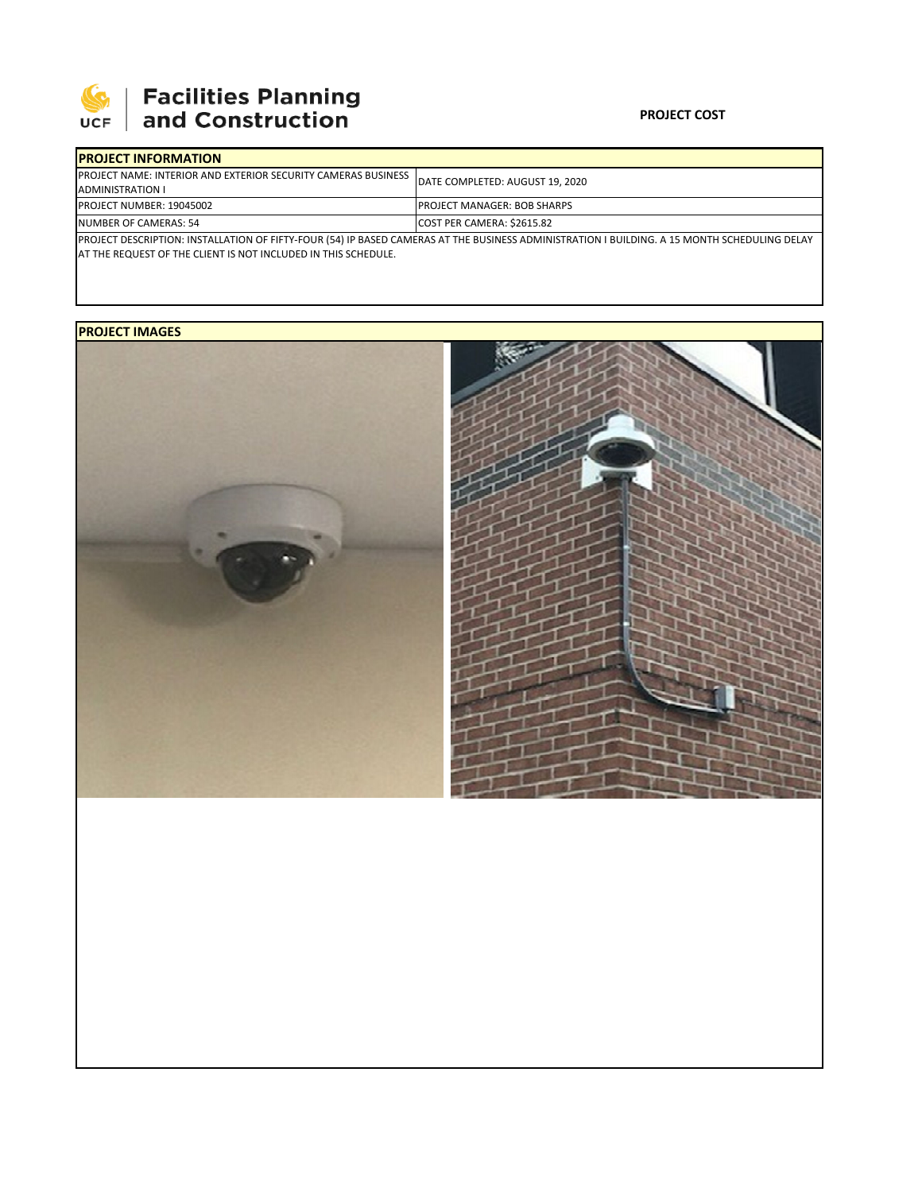# Facilities Planning and Construction

**PROJECT COST**

## PROJECT INFORMATION

| | |
|---|---|
| PROJECT NAME: INTERIOR AND EXTERIOR SECURITY CAMERAS BUSINESS ADMINISTRATION I | DATE COMPLETED: AUGUST 19, 2020 |
| PROJECT NUMBER: 19045002 | PROJECT MANAGER: BOB SHARPS |
| NUMBER OF CAMERAS: 54 | COST PER CAMERA: $2615.82 |

PROJECT DESCRIPTION: INSTALLATION OF FIFTY-FOUR (54) IP BASED CAMERAS AT THE BUSINESS ADMINISTRATION I BUILDING. A 15 MONTH SCHEDULING DELAY AT THE REQUEST OF THE CLIENT IS NOT INCLUDED IN THIS SCHEDULE.

## PROJECT IMAGES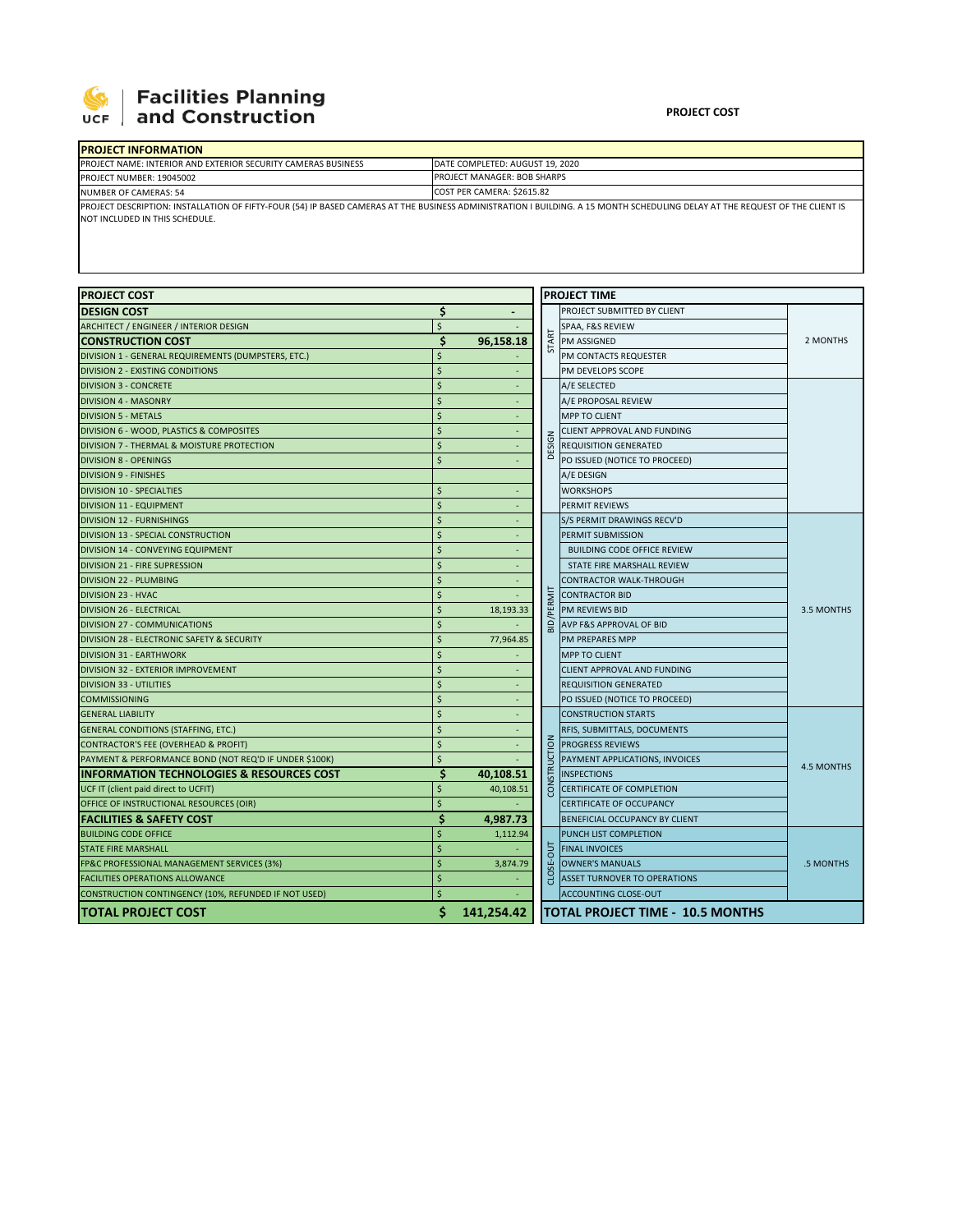**Facilities Planning and Construction**

**PROJECT COST**

| **PROJECT INFORMATION** | |
|---|---|
| PROJECT NAME: INTERIOR AND EXTERIOR SECURITY CAMERAS BUSINESS | DATE COMPLETED: AUGUST 19, 2020 |
| PROJECT NUMBER: 19045002 | PROJECT MANAGER: BOB SHARPS |
| NUMBER OF CAMERAS: 54 | COST PER CAMERA: $2615.82 |

PROJECT DESCRIPTION: INSTALLATION OF FIFTY-FOUR (54) IP BASED CAMERAS AT THE BUSINESS ADMINISTRATION I BUILDING. A 15 MONTH SCHEDULING DELAY AT THE REQUEST OF THE CLIENT IS NOT INCLUDED IN THIS SCHEDULE.

| **PROJECT COST** | |
|---|---|
| **DESIGN COST** | **$ -** |
| ARCHITECT / ENGINEER / INTERIOR DESIGN | $ - |
| **CONSTRUCTION COST** | **$ 96,158.18** |
| DIVISION 1 - GENERAL REQUIREMENTS (DUMPSTERS, ETC.) | $ - |
| DIVISION 2 - EXISTING CONDITIONS | $ - |
| DIVISION 3 - CONCRETE | $ - |
| DIVISION 4 - MASONRY | $ - |
| DIVISION 5 - METALS | $ - |
| DIVISION 6 - WOOD, PLASTICS & COMPOSITES | $ - |
| DIVISION 7 - THERMAL & MOISTURE PROTECTION | $ - |
| DIVISION 8 - OPENINGS | $ - |
| DIVISION 9 - FINISHES | |
| DIVISION 10 - SPECIALTIES | $ - |
| DIVISION 11 - EQUIPMENT | $ - |
| DIVISION 12 - FURNISHINGS | $ - |
| DIVISION 13 - SPECIAL CONSTRUCTION | $ - |
| DIVISION 14 - CONVEYING EQUIPMENT | $ - |
| DIVISION 21 - FIRE SUPRESSION | $ - |
| DIVISION 22 - PLUMBING | $ - |
| DIVISION 23 - HVAC | $ - |
| DIVISION 26 - ELECTRICAL | $ 18,193.33 |
| DIVISION 27 - COMMUNICATIONS | $ - |
| DIVISION 28 - ELECTRONIC SAFETY & SECURITY | $ 77,964.85 |
| DIVISION 31 - EARTHWORK | $ - |
| DIVISION 32 - EXTERIOR IMPROVEMENT | $ - |
| DIVISION 33 - UTILITIES | $ - |
| COMMISSIONING | $ - |
| GENERAL LIABILITY | $ - |
| GENERAL CONDITIONS (STAFFING, ETC.) | $ - |
| CONTRACTOR'S FEE (OVERHEAD & PROFIT) | $ - |
| PAYMENT & PERFORMANCE BOND (NOT REQ'D IF UNDER $100K) | $ - |
| **INFORMATION TECHNOLOGIES & RESOURCES COST** | **$ 40,108.51** |
| UCF IT (client paid direct to UCFIT) | $ 40,108.51 |
| OFFICE OF INSTRUCTIONAL RESOURCES (OIR) | $ - |
| **FACILITIES & SAFETY COST** | **$ 4,987.73** |
| BUILDING CODE OFFICE | $ 1,112.94 |
| STATE FIRE MARSHALL | $ - |
| FP&C PROFESSIONAL MANAGEMENT SERVICES (3%) | $ 3,874.79 |
| FACILITIES OPERATIONS ALLOWANCE | $ - |
| CONSTRUCTION CONTINGENCY (10%, REFUNDED IF NOT USED) | $ - |
| **TOTAL PROJECT COST** | **$ 141,254.42** |

| **PROJECT TIME** | | |
|---|---|---|
| START | PROJECT SUBMITTED BY CLIENT | 2 MONTHS |
| | SPAA, F&S REVIEW | |
| | PM ASSIGNED | |
| | PM CONTACTS REQUESTER | |
| | PM DEVELOPS SCOPE | |
| DESIGN | A/E SELECTED | |
| | A/E PROPOSAL REVIEW | |
| | MPP TO CLIENT | |
| | CLIENT APPROVAL AND FUNDING | |
| | REQUISITION GENERATED | |
| | PO ISSUED (NOTICE TO PROCEED) | |
| | A/E DESIGN | |
| | WORKSHOPS | |
| | PERMIT REVIEWS | |
| BID/PERMIT | S/S PERMIT DRAWINGS RECV'D | 3.5 MONTHS |
| | PERMIT SUBMISSION | |
| | BUILDING CODE OFFICE REVIEW | |
| | STATE FIRE MARSHALL REVIEW | |
| | CONTRACTOR WALK-THROUGH | |
| | CONTRACTOR BID | |
| | PM REVIEWS BID | |
| | AVP F&S APPROVAL OF BID | |
| | PM PREPARES MPP | |
| | MPP TO CLIENT | |
| | CLIENT APPROVAL AND FUNDING | |
| | REQUISITION GENERATED | |
| | PO ISSUED (NOTICE TO PROCEED) | |
| CONSTRUCTION | CONSTRUCTION STARTS | 4.5 MONTHS |
| | RFIS, SUBMITTALS, DOCUMENTS | |
| | PROGRESS REVIEWS | |
| | PAYMENT APPLICATIONS, INVOICES | |
| | INSPECTIONS | |
| | CERTIFICATE OF COMPLETION | |
| | CERTIFICATE OF OCCUPANCY | |
| | BENEFICIAL OCCUPANCY BY CLIENT | |
| CLOSE-OUT | PUNCH LIST COMPLETION | .5 MONTHS |
| | FINAL INVOICES | |
| | OWNER'S MANUALS | |
| | ASSET TURNOVER TO OPERATIONS | |
| | ACCOUNTING CLOSE-OUT | |
| **TOTAL PROJECT TIME - 10.5 MONTHS** | | |